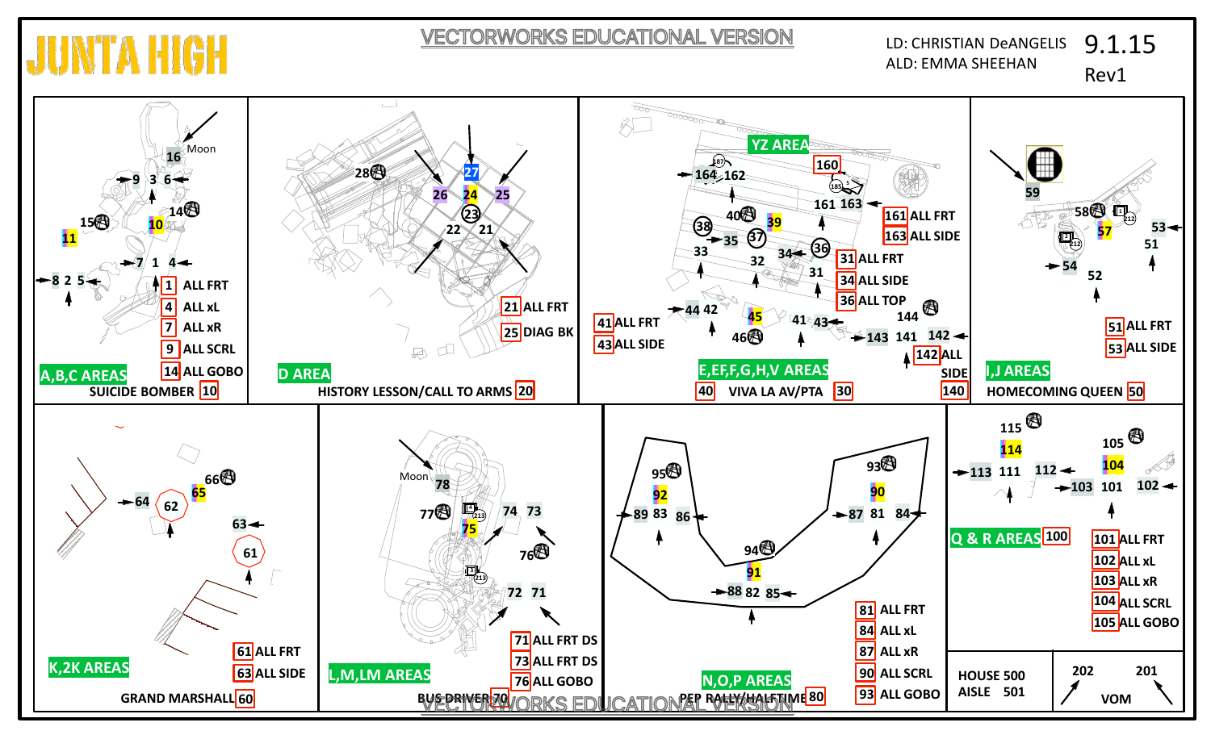# JUNTA HIGH

VECTORWORKS EDUCATIONAL VERSION

LD: CHRISTIAN DeANGELIS
ALD: EMMA SHEEHAN

9.1.15
Rev1

## A,B,C AREAS — SUICIDE BOMBER 10

Moon

16, 9, 3, 6, 14, 15, 11, 10, 7, 1, 4, 8, 2, 5

- 1 ALL FRT
- 4 ALL xL
- 7 ALL xR
- 9 ALL SCRL
- 14 ALL GOBO

## D AREA — HISTORY LESSON/CALL TO ARMS 20

28, 27, 26, 24, 25, 23, 22, 21

- 21 ALL FRT
- 25 DIAG BK

## E,EF,F,G,H,V AREAS — VIVA LA AV/PTA 40 30

YZ AREA

187, 160, 164, 162, 185, 161, 163, 40, 39, 38, 37, 36, 35, 33, 32, 34, 31, 44, 42, 45, 46, 41, 43, 144, 143, 141, 142

- 161 ALL FRT
- 163 ALL SIDE
- 31 ALL FRT
- 34 ALL SIDE
- 36 ALL TOP
- 41 ALL FRT
- 43 ALL SIDE
- 142 ALL SIDE
- 140

## I,J AREAS — HOMECOMING QUEEN 50

59, 58, 57, 212, 53, 51, 54, 52

- 51 ALL FRT
- 53 ALL SIDE

## K,2K AREAS — GRAND MARSHALL 60

66, 65, 64, 62, 63, 61

- 61 ALL FRT
- 63 ALL SIDE

## L,M,LM AREAS — BUS DRIVER 70

Moon

78, 77, 213, 74, 73, 75, 76, 72, 71

- 71 ALL FRT DS
- 73 ALL FRT DS
- 76 ALL GOBO

## N,O,P AREAS — PEP RALLY/HALFTIME 80

95, 92, 89, 83, 86, 93, 90, 87, 81, 84, 94, 91, 88, 82, 85

- 81 ALL FRT
- 84 ALL xL
- 87 ALL xR
- 90 ALL SCRL
- 93 ALL GOBO

## Q & R AREAS 100

115, 114, 113, 111, 112, 105, 104, 103, 101, 102

- 101 ALL FRT
- 102 ALL xL
- 103 ALL xR
- 104 ALL SCRL
- 105 ALL GOBO

HOUSE 500
AISLE 501

202, 201
VOM

VECTORWORKS EDUCATIONAL VERSION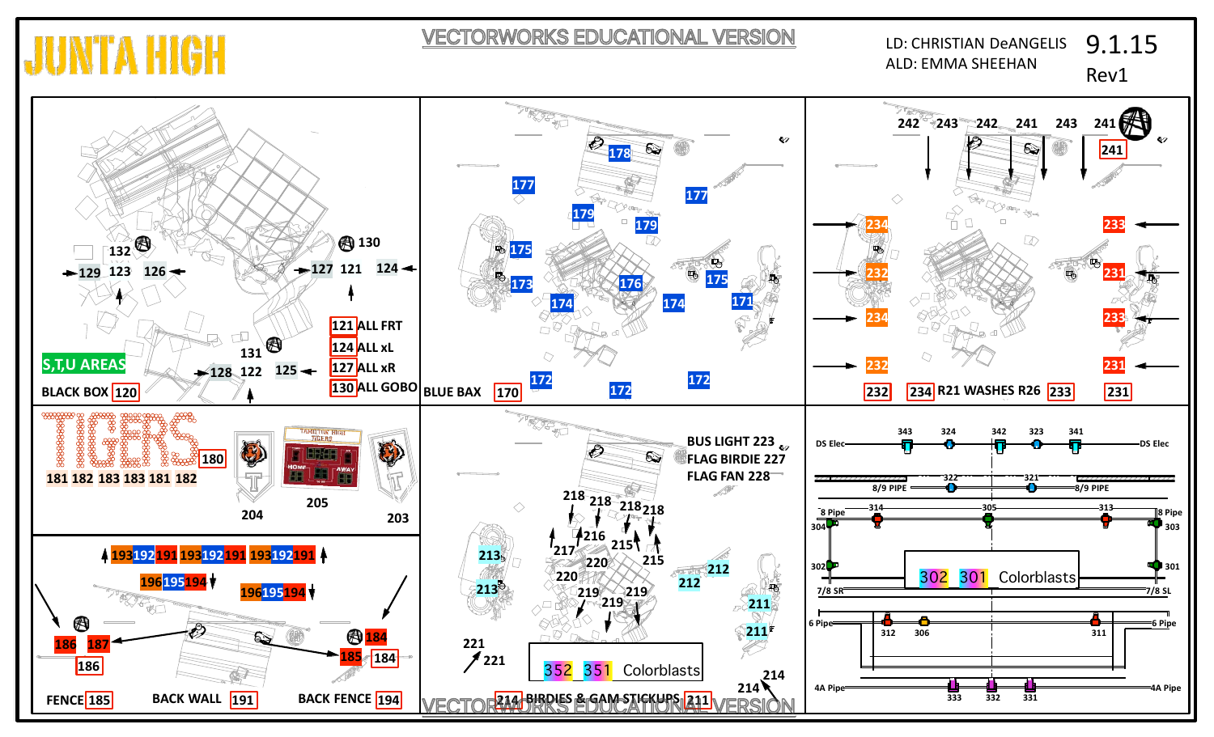# JUNTA HIGH

VECTORWORKS EDUCATIONAL VERSION

LD: CHRISTIAN DeANGELIS
ALD: EMMA SHEEHAN

9.1.15
Rev1

---

132 · 129 · 123 · 126 · 130 · 127 · 121 · 124 · 131 · 128 · 122 · 125

- 121 ALL FRT
- 124 ALL xL
- 127 ALL xR
- 130 ALL GOBO

S,T,U AREAS

BLACK BOX 120

---

178 · 177 · 177 · 179 · 179 · 175 · 173 · 176 · 175 · 174 · 174 · 171 · 172 · 172 · 172

BLUE BAX 170

---

242 · 243 · 242 · 241 · 243 · 241 · 241

234 · 233 · 232 · 231 · 234 · 233 · 232 · 231

232 · 234 R21 WASHES R26 233 · 231

---

TIGERS 180

181 182 183 183 181 182

204 · 205 · 203

---

BUS LIGHT 223
FLAG BIRDIE 227
FLAG FAN 228

218 · 218 · 218 · 218 · 217 · 216 · 215 · 215 · 220 · 220 · 213 · 213 · 212 · 212 · 219 · 219 · 219 · 211 · 211 · 221 · 221 · 214 · 214

352 351 Colorblasts

214 BIRDIES & GAM STICKUPS 211

---

DS Elec: 343 · 324 · 342 · 323 · 341

8/9 PIPE: 322 · 321

8 Pipe: 314 · 305 · 313 · 304 · 303 · 302 · 301

302 301 Colorblasts

7/8 SL

6 Pipe: 312 · 306 · 311

4A Pipe: 333 · 332 · 331

---

193 192 191 193 192 191 193 192 191

196 195 194 · 196 195 194

186 · 187 · 186 · 184 · 185 · 184

FENCE 185 · BACK WALL 191 · BACK FENCE 194

VECTORWORKS EDUCATIONAL VERSION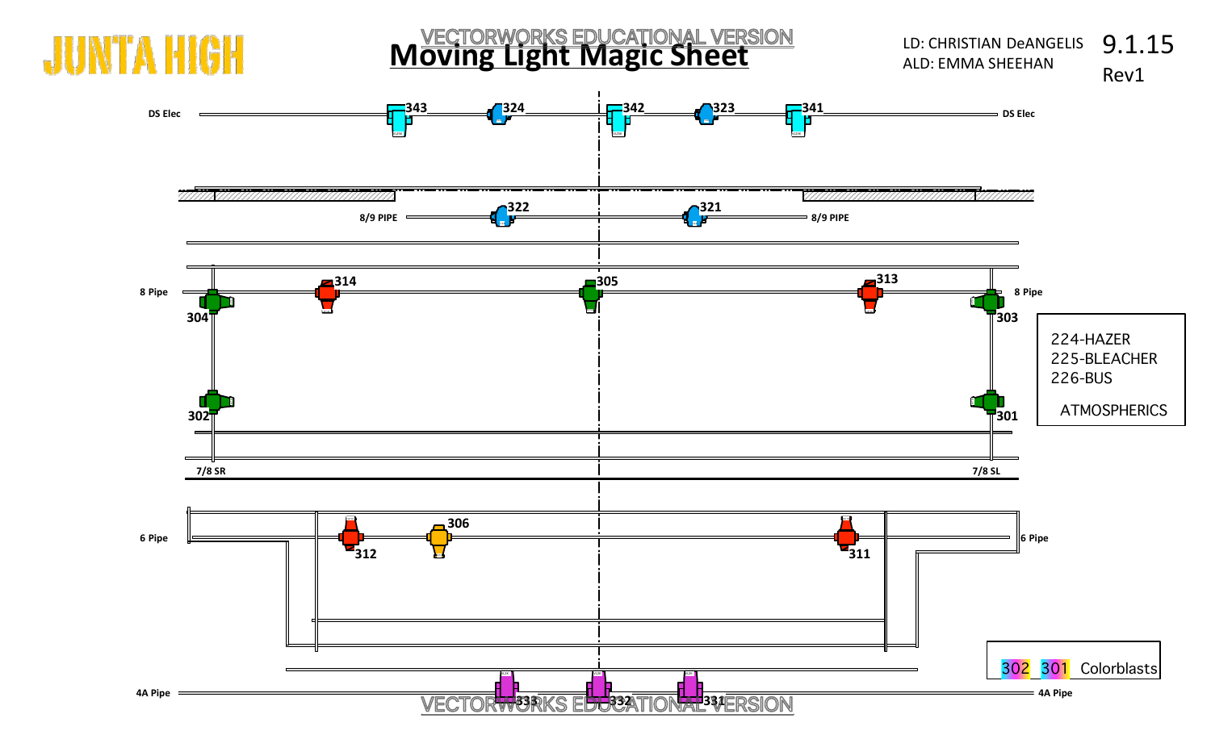JUNTA HIGH

VECTORWORKS EDUCATIONAL VERSION

# Moving Light Magic Sheet

LD: CHRISTIAN DeANGELIS
ALD: EMMA SHEEHAN

9.1.15
Rev1

DS Elec — 343, 324, 342, 323, 341 — DS Elec

8/9 PIPE — 322, 321 — 8/9 PIPE

8 Pipe — 304, 314, 305, 313, 303 — 8 Pipe

302, 301

7/8 SR — 7/8 SL

6 Pipe — 312, 306, 311 — 6 Pipe

4A Pipe — 333, 332, 331 — 4A Pipe

224-HAZER
225-BLEACHER
226-BUS

ATMOSPHERICS

302 301 Colorblasts

VECTORWORKS EDUCATIONAL VERSION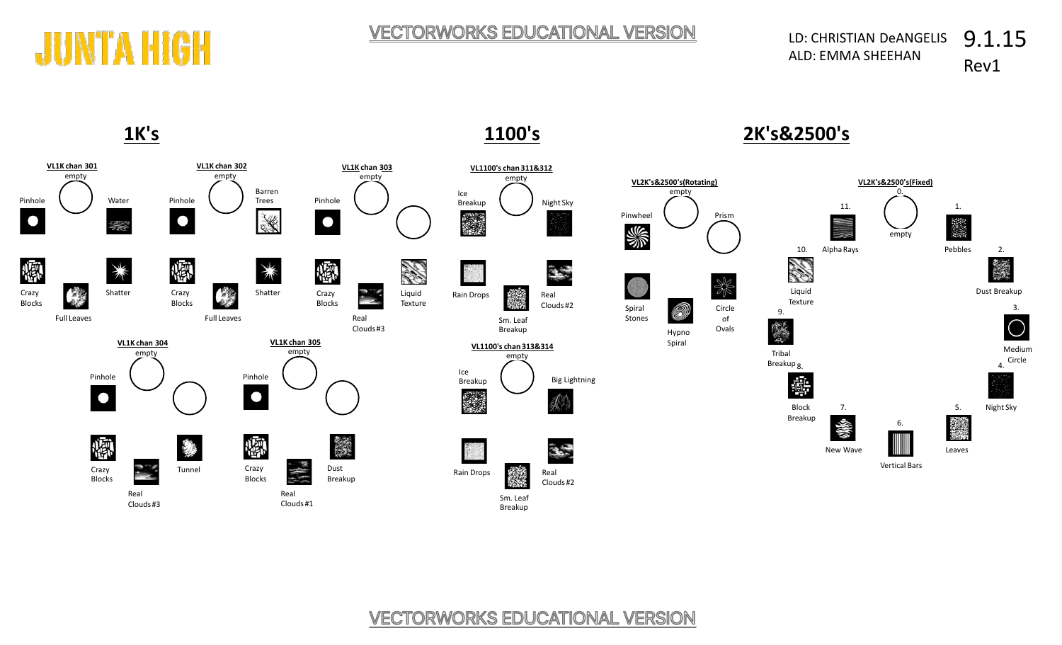JUNTA HIGH

VECTORWORKS EDUCATIONAL VERSION

LD: CHRISTIAN DeANGELIS
ALD: EMMA SHEEHAN

9.1.15
Rev1

## 1K's

**VL1K chan 301**
empty
Pinhole
Water
Crazy Blocks
Shatter
Full Leaves

**VL1K chan 302**
empty
Pinhole
Barren Trees
Crazy Blocks
Shatter
Full Leaves

**VL1K chan 303**
empty
Pinhole
Crazy Blocks
Liquid Texture
Real Clouds #3

**VL1K chan 304**
empty
Pinhole
Crazy Blocks
Tunnel
Real Clouds #3

**VL1K chan 305**
empty
Pinhole
Crazy Blocks
Dust Breakup
Real Clouds #1

## 1100's

**VL1100's chan 311&312**
empty
Ice Breakup
Night Sky
Rain Drops
Real Clouds #2
Sm. Leaf Breakup

**VL1100's chan 313&314**
empty
Ice Breakup
Big Lightning
Rain Drops
Real Clouds #2
Sm. Leaf Breakup

## 2K's&2500's

**VL2K's&2500's(Rotating)**
empty
Pinwheel
Prism
Spiral Stones
Circle of Ovals
Hypno Spiral

**VL2K's&2500's(Fixed)**
0. empty
1. Pebbles
2. Dust Breakup
3. Medium Circle
4. Night Sky
5. Leaves
6. Vertical Bars
7. New Wave
8. Block Breakup
9. Tribal Breakup
10. Liquid Texture
11. Alpha Rays

VECTORWORKS EDUCATIONAL VERSION